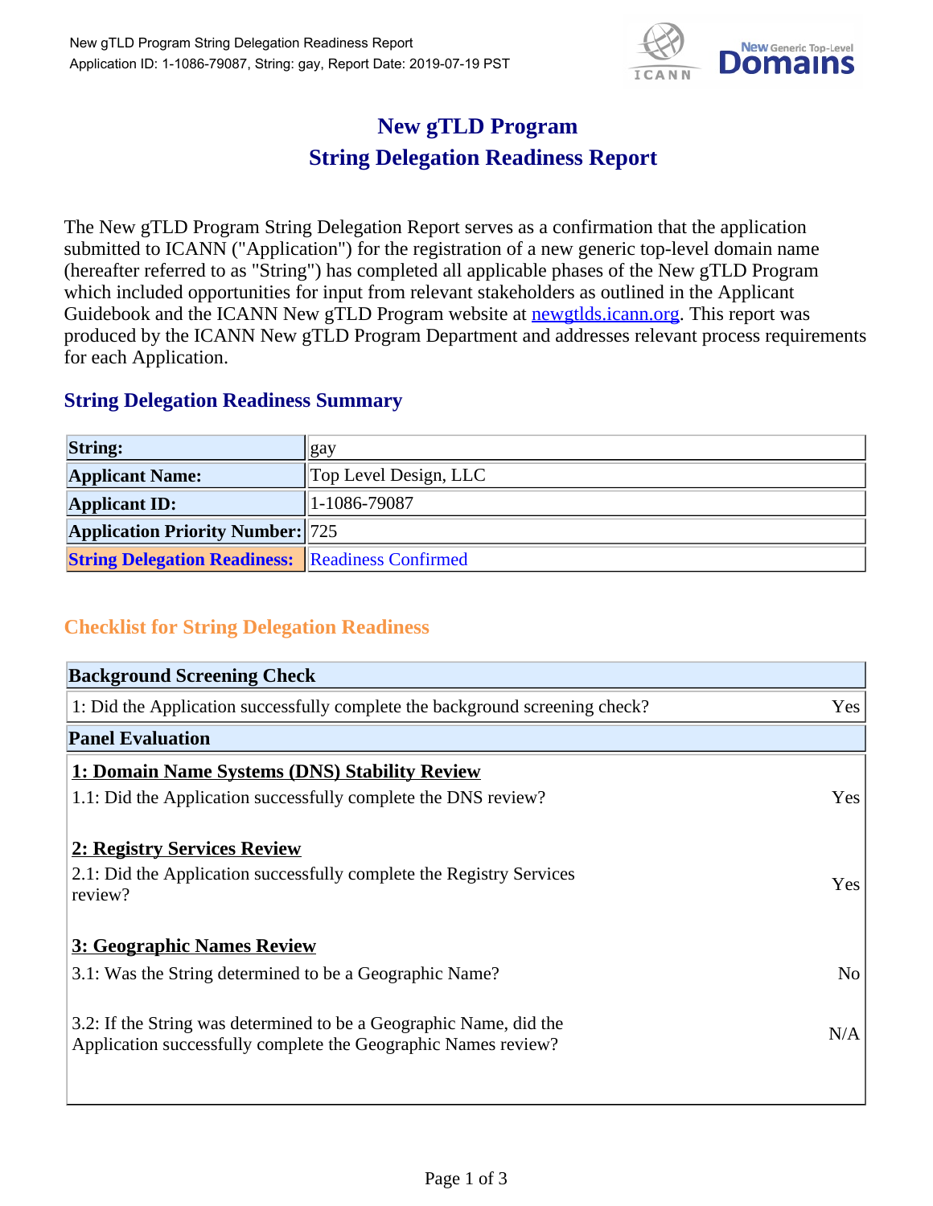# New gTLD Program
# String Delegation Readiness Report

The New gTLD Program String Delegation Report serves as a confirmation that the application submitted to ICANN ("Application") for the registration of a new generic top-level domain name (hereafter referred to as "String") has completed all applicable phases of the New gTLD Program which included opportunities for input from relevant stakeholders as outlined in the Applicant Guidebook and the ICANN New gTLD Program website at [newgtlds.icann.org](newgtlds.icann.org). This report was produced by the ICANN New gTLD Program Department and addresses relevant process requirements for each Application.

## String Delegation Readiness Summary

| | |
|---|---|
| **String:** | gay |
| **Applicant Name:** | Top Level Design, LLC |
| **Applicant ID:** | 1-1086-79087 |
| **Application Priority Number:** | 725 |
| **String Delegation Readiness:** | Readiness Confirmed |

## Checklist for String Delegation Readiness

| **Background Screening Check** | |
|---|---|
| 1: Did the Application successfully complete the background screening check? | Yes |
| **Panel Evaluation** | |
| **1: Domain Name Systems (DNS) Stability Review** | |
| 1.1: Did the Application successfully complete the DNS review? | Yes |
| **2: Registry Services Review** | |
| 2.1: Did the Application successfully complete the Registry Services review? | Yes |
| **3: Geographic Names Review** | |
| 3.1: Was the String determined to be a Geographic Name? | No |
| 3.2: If the String was determined to be a Geographic Name, did the Application successfully complete the Geographic Names review? | N/A |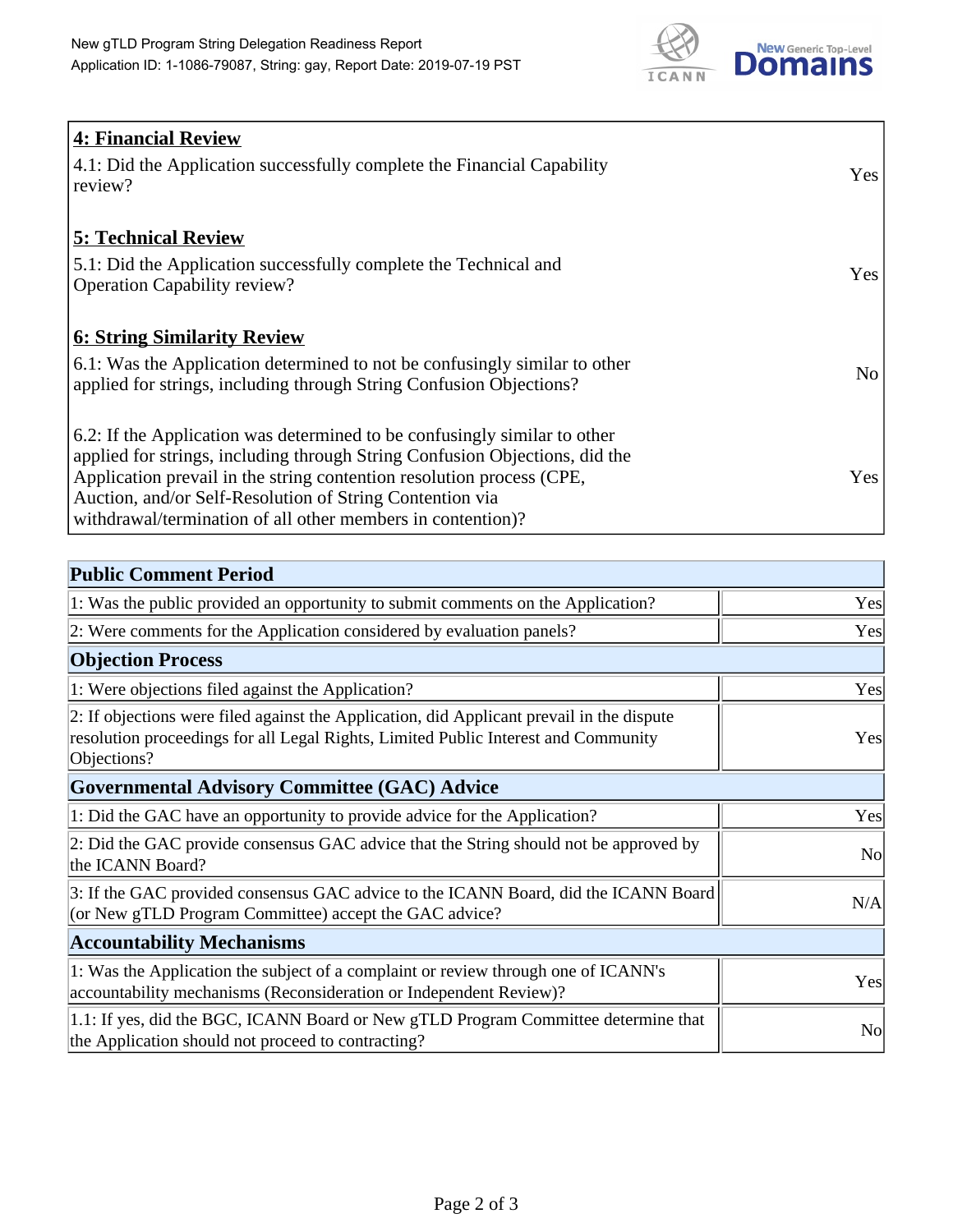| **4: Financial Review** | |
|---|---|
| 4.1: Did the Application successfully complete the Financial Capability review? | Yes |
| **5: Technical Review** | |
| 5.1: Did the Application successfully complete the Technical and Operation Capability review? | Yes |
| **6: String Similarity Review** | |
| 6.1: Was the Application determined to not be confusingly similar to other applied for strings, including through String Confusion Objections? | No |
| 6.2: If the Application was determined to be confusingly similar to other applied for strings, including through String Confusion Objections, did the Application prevail in the string contention resolution process (CPE, Auction, and/or Self-Resolution of String Contention via withdrawal/termination of all other members in contention)? | Yes |

| **Public Comment Period** | |
|---|---|
| 1: Was the public provided an opportunity to submit comments on the Application? | Yes |
| 2: Were comments for the Application considered by evaluation panels? | Yes |
| **Objection Process** | |
| 1: Were objections filed against the Application? | Yes |
| 2: If objections were filed against the Application, did Applicant prevail in the dispute resolution proceedings for all Legal Rights, Limited Public Interest and Community Objections? | Yes |
| **Governmental Advisory Committee (GAC) Advice** | |
| 1: Did the GAC have an opportunity to provide advice for the Application? | Yes |
| 2: Did the GAC provide consensus GAC advice that the String should not be approved by the ICANN Board? | No |
| 3: If the GAC provided consensus GAC advice to the ICANN Board, did the ICANN Board (or New gTLD Program Committee) accept the GAC advice? | N/A |
| **Accountability Mechanisms** | |
| 1: Was the Application the subject of a complaint or review through one of ICANN's accountability mechanisms (Reconsideration or Independent Review)? | Yes |
| 1.1: If yes, did the BGC, ICANN Board or New gTLD Program Committee determine that the Application should not proceed to contracting? | No |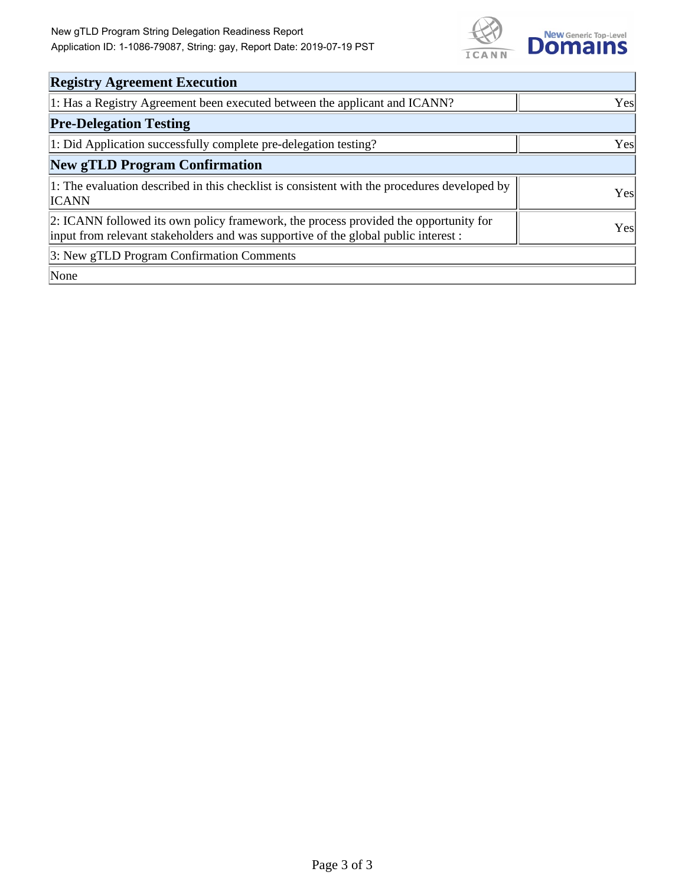| Registry Agreement Execution | |
|---|---|
| 1: Has a Registry Agreement been executed between the applicant and ICANN? | Yes |

| Pre-Delegation Testing | |
|---|---|
| 1: Did Application successfully complete pre-delegation testing? | Yes |

| New gTLD Program Confirmation | |
|---|---|
| 1: The evaluation described in this checklist is consistent with the procedures developed by ICANN | Yes |
| 2: ICANN followed its own policy framework, the process provided the opportunity for input from relevant stakeholders and was supportive of the global public interest : | Yes |
| 3: New gTLD Program Confirmation Comments | |
| None | |